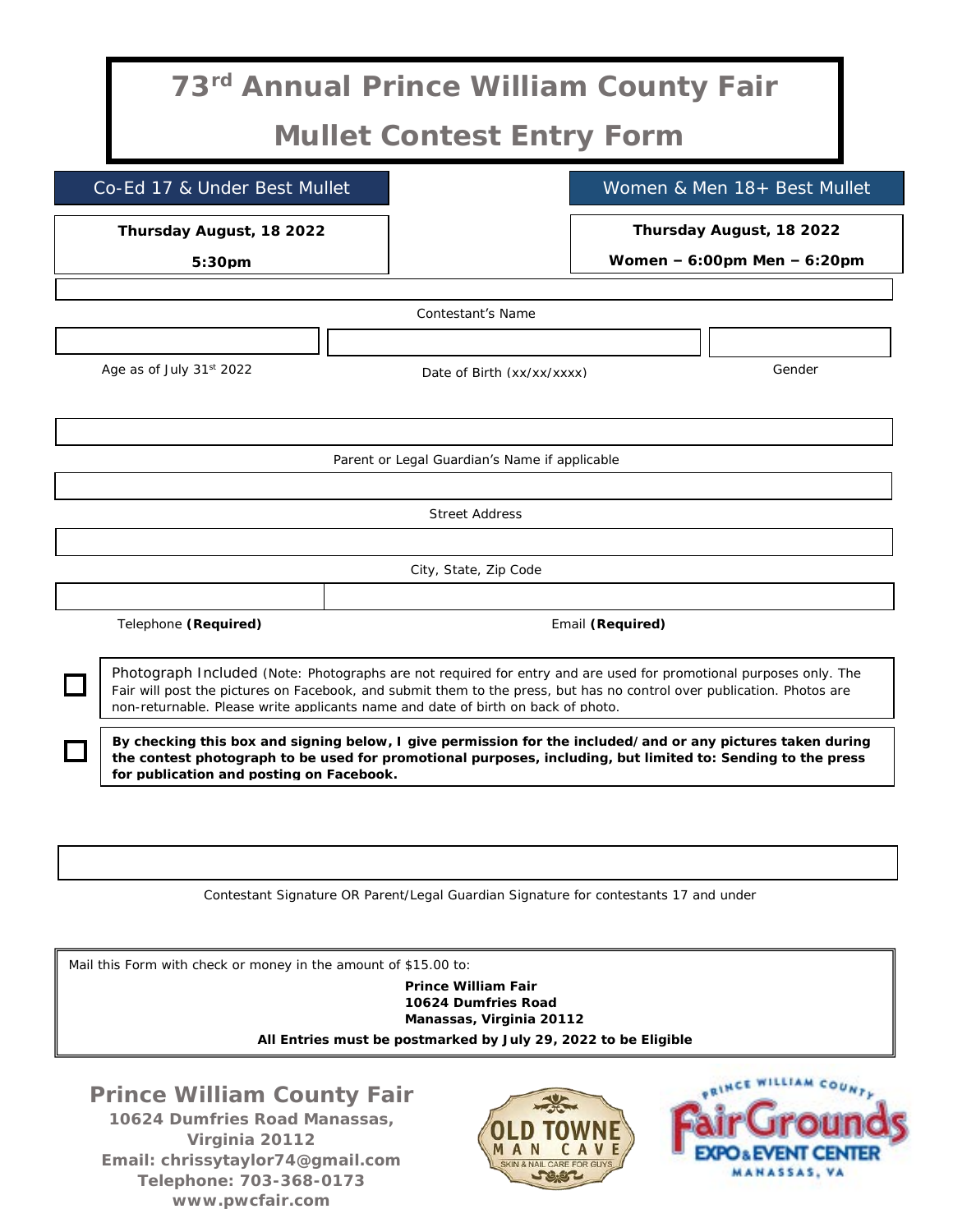# 73rd Annual Prince William County Fair

# Mullet Contest Entry Form

| Co-Ed 17 & Under Best Mullet | Women & Men 18+ Best Mullet |
|---|---|
| **Thursday August, 18 2022** | **Thursday August, 18 2022** |
| **5:30pm** | **Women – 6:00pm Men – 6:20pm** |

Contestant's Name

Age as of July 31st 2022 | Date of Birth (xx/xx/xxxx) | Gender

Parent or Legal Guardian's Name if applicable

Street Address

City, State, Zip Code

Telephone **(Required)** | Email **(Required)**

☐ Photograph Included (Note: Photographs are not required for entry and are used for promotional purposes only. The Fair will post the pictures on Facebook, and submit them to the press, but has no control over publication. Photos are non-returnable. Please write applicants name and date of birth on back of photo.

☐ **By checking this box and signing below, I give permission for the included/and or any pictures taken during the contest photograph to be used for promotional purposes, including, but limited to: Sending to the press for publication and posting on Facebook.**

Contestant Signature OR Parent/Legal Guardian Signature for contestants 17 and under

Mail this Form with check or money in the amount of $15.00 to:

**Prince William Fair**
**10624 Dumfries Road**
**Manassas, Virginia 20112**

**All Entries must be postmarked by July 29, 2022 to be Eligible**

**Prince William County Fair**
**10624 Dumfries Road Manassas, Virginia 20112**
**Email: chrissytaylor74@gmail.com**
**Telephone: 703-368-0173**
**www.pwcfair.com**

OLD TOWNE MAN CAVE — SKIN & NAIL CARE FOR GUYS

PRINCE WILLIAM COUNTY FairGrounds EXPO & EVENT CENTER MANASSAS, VA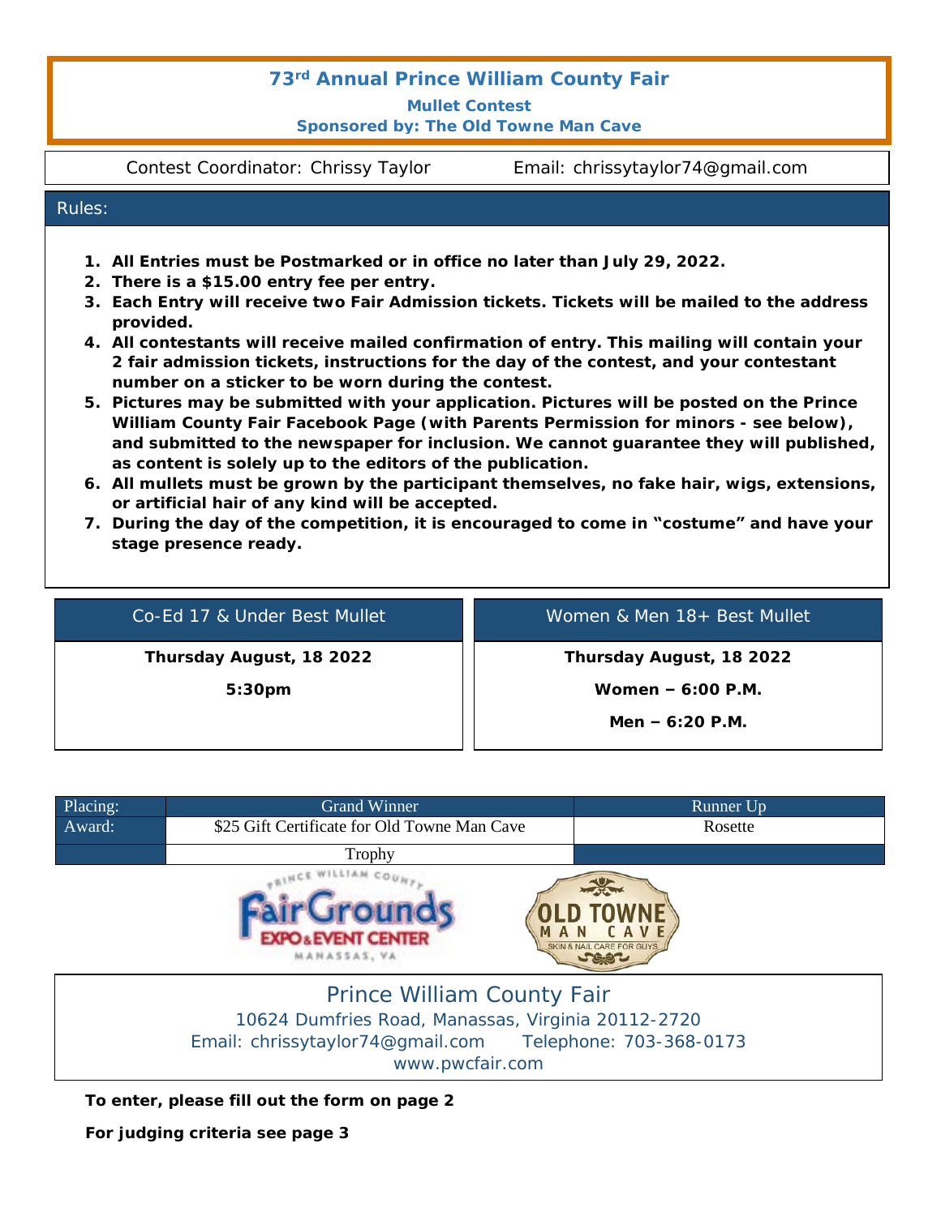# 73rd Annual Prince William County Fair

**Mullet Contest**

**Sponsored by: The Old Towne Man Cave**

Contest Coordinator: Chrissy Taylor    Email: chrissytaylor74@gmail.com

## Rules:

1. **All Entries must be Postmarked or in office no later than July 29, 2022.**
2. **There is a $15.00 entry fee per entry.**
3. **Each Entry will receive two Fair Admission tickets. Tickets will be mailed to the address provided.**
4. **All contestants will receive mailed confirmation of entry. This mailing will contain your 2 fair admission tickets, instructions for the day of the contest, and your contestant number on a sticker to be worn during the contest.**
5. **Pictures may be submitted with your application. Pictures will be posted on the Prince William County Fair Facebook Page (with Parents Permission for minors - see below), and submitted to the newspaper for inclusion. We cannot guarantee they will published, as content is solely up to the editors of the publication.**
6. **All mullets must be grown by the participant themselves, no fake hair, wigs, extensions, or artificial hair of any kind will be accepted.**
7. **During the day of the competition, it is encouraged to come in "costume" and have your stage presence ready.**

### Co-Ed 17 & Under Best Mullet

**Thursday August, 18 2022**

**5:30pm**

### Women & Men 18+ Best Mullet

**Thursday August, 18 2022**

**Women – 6:00 P.M.**

**Men – 6:20 P.M.**

| Placing: | Grand Winner | Runner Up |
|---|---|---|
| Award: | $25 Gift Certificate for Old Towne Man Cave | Rosette |
| | Trophy | |

Prince William County Fair

10624 Dumfries Road, Manassas, Virginia 20112-2720

Email: chrissytaylor74@gmail.com    Telephone: 703-368-0173

www.pwcfair.com

**To enter, please fill out the form on page 2**

**For judging criteria see page 3**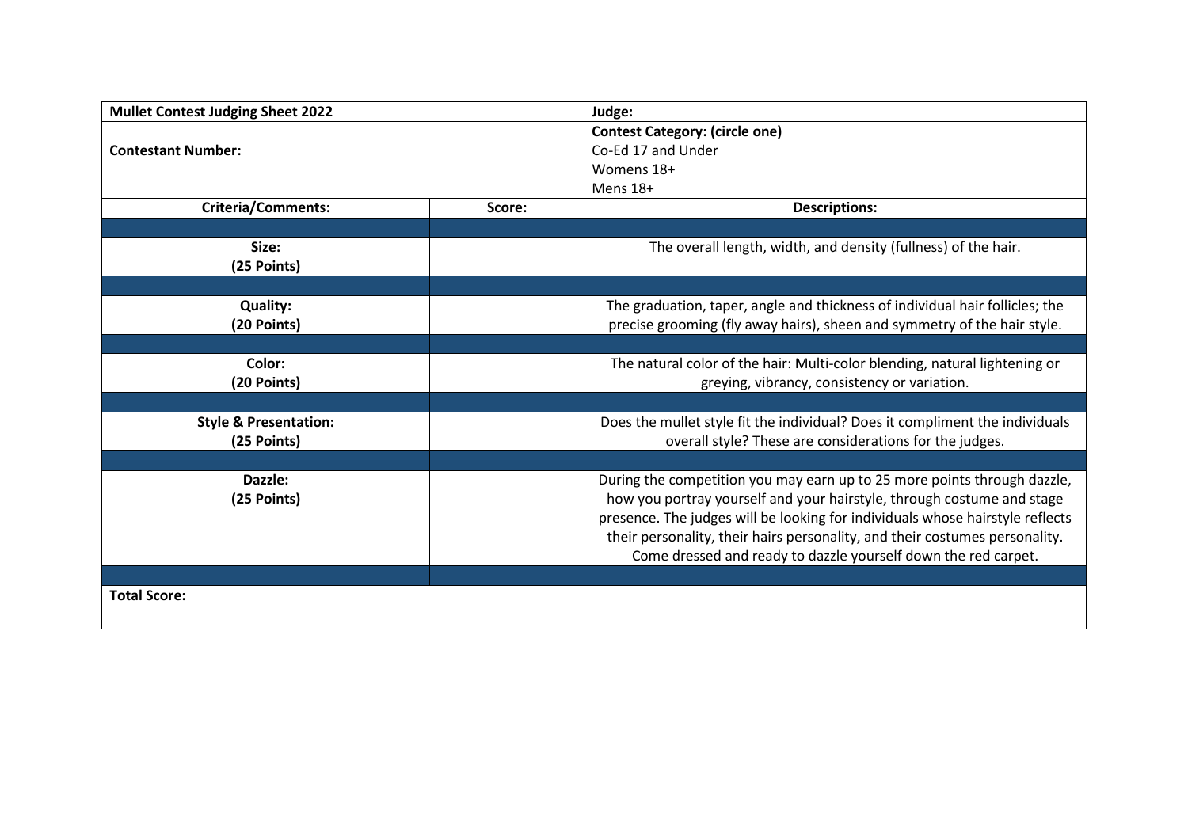| | | |
|---|---|---|
| **Mullet Contest Judging Sheet 2022** | | **Judge:** |
| **Contestant Number:** | | **Contest Category: (circle one)**<br>Co-Ed 17 and Under<br>Womens 18+<br>Mens 18+ |
| **Criteria/Comments:** | **Score:** | **Descriptions:** |
| | | |
| **Size:**<br>**(25 Points)** | | The overall length, width, and density (fullness) of the hair. |
| | | |
| **Quality:**<br>**(20 Points)** | | The graduation, taper, angle and thickness of individual hair follicles; the precise grooming (fly away hairs), sheen and symmetry of the hair style. |
| | | |
| **Color:**<br>**(20 Points)** | | The natural color of the hair: Multi-color blending, natural lightening or greying, vibrancy, consistency or variation. |
| | | |
| **Style & Presentation:**<br>**(25 Points)** | | Does the mullet style fit the individual? Does it compliment the individuals overall style? These are considerations for the judges. |
| | | |
| **Dazzle:**<br>**(25 Points)** | | During the competition you may earn up to 25 more points through dazzle, how you portray yourself and your hairstyle, through costume and stage presence. The judges will be looking for individuals whose hairstyle reflects their personality, their hairs personality, and their costumes personality. Come dressed and ready to dazzle yourself down the red carpet. |
| | | |
| **Total Score:** | | |